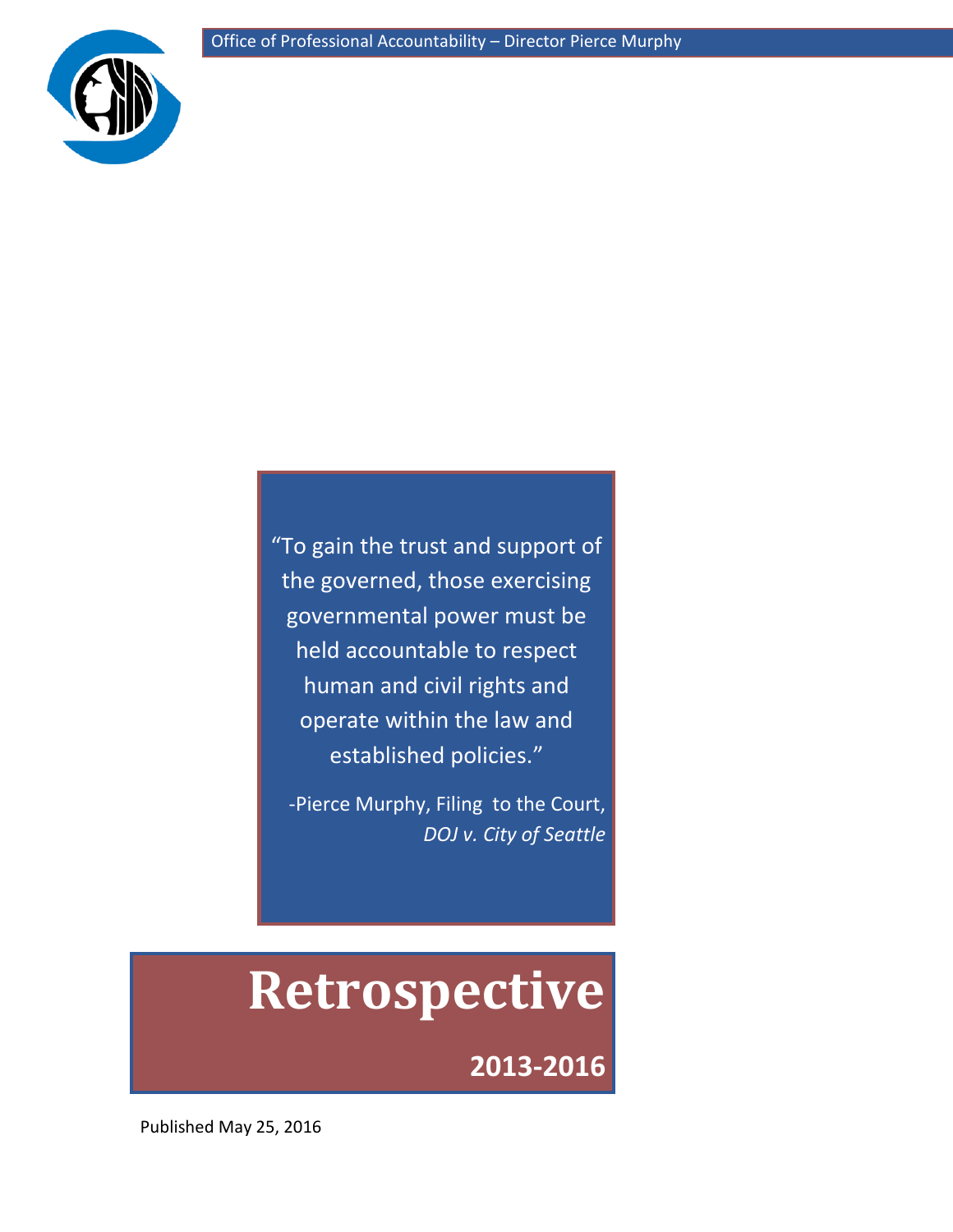Office of Professional Accountability – Director Pierce Murphy

> "To gain the trust and support of the governed, those exercising governmental power must be held accountable to respect human and civil rights and operate within the law and established policies."
>
> -Pierce Murphy, Filing to the Court, *DOJ v. City of Seattle*

# Retrospective

## 2013-2016

Published May 25, 2016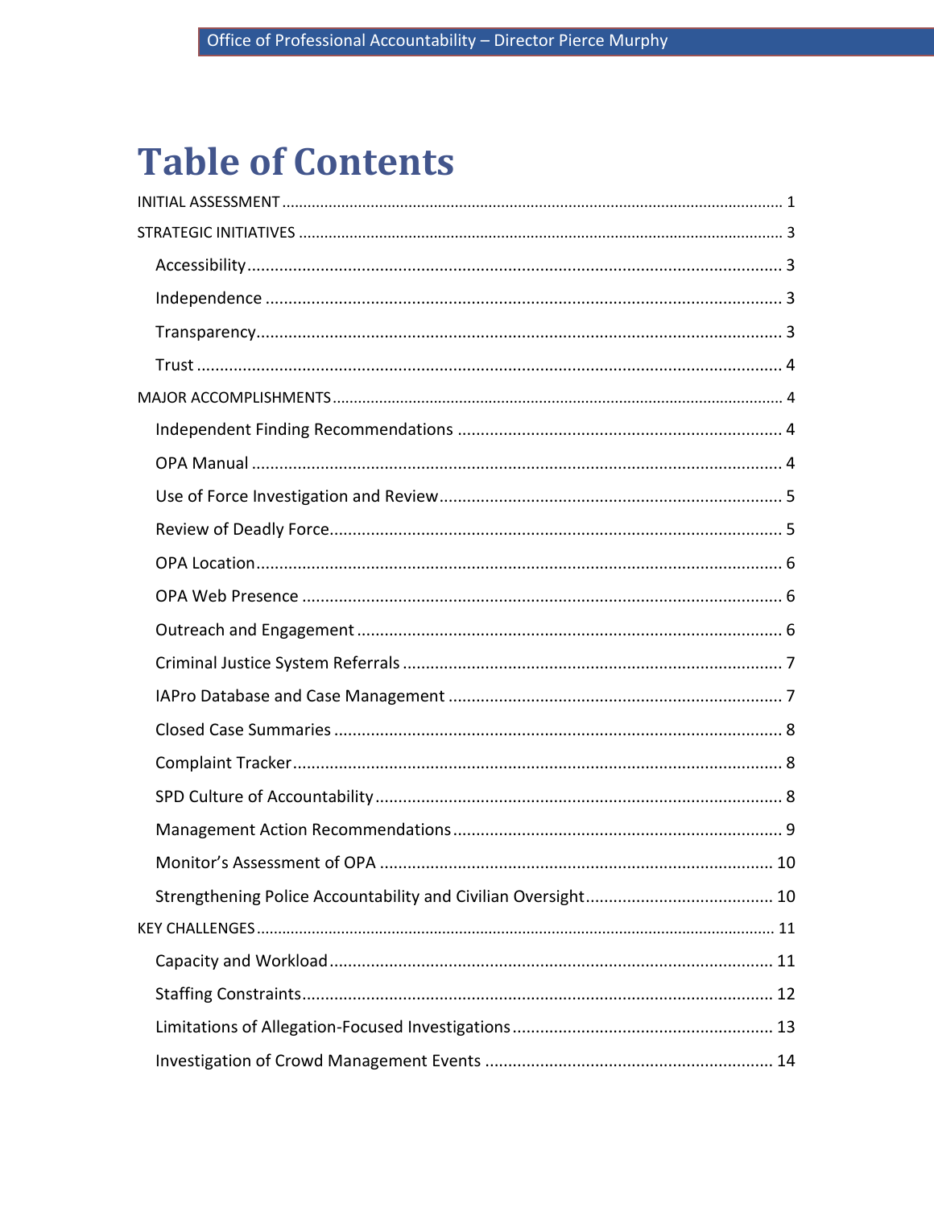# Table of Contents

INITIAL ASSESSMENT ........................................................................................................................ 1

STRATEGIC INITIATIVES .................................................................................................................. 3

- Accessibility .................................................................................................................... 3
- Independence ................................................................................................................. 3
- Transparency .................................................................................................................. 3
- Trust ............................................................................................................................... 4

MAJOR ACCOMPLISHMENTS .......................................................................................................... 4

- Independent Finding Recommendations ....................................................................... 4
- OPA Manual ................................................................................................................... 4
- Use of Force Investigation and Review ........................................................................... 5
- Review of Deadly Force .................................................................................................. 5
- OPA Location .................................................................................................................. 6
- OPA Web Presence ........................................................................................................ 6
- Outreach and Engagement ............................................................................................. 6
- Criminal Justice System Referrals .................................................................................. 7
- IAPro Database and Case Management ......................................................................... 7
- Closed Case Summaries ................................................................................................. 8
- Complaint Tracker .......................................................................................................... 8
- SPD Culture of Accountability ........................................................................................ 8
- Management Action Recommendations ......................................................................... 9
- Monitor's Assessment of OPA ...................................................................................... 10
- Strengthening Police Accountability and Civilian Oversight ......................................... 10

KEY CHALLENGES ......................................................................................................................... 11

- Capacity and Workload ................................................................................................ 11
- Staffing Constraints ...................................................................................................... 12
- Limitations of Allegation-Focused Investigations ......................................................... 13
- Investigation of Crowd Management Events ............................................................... 14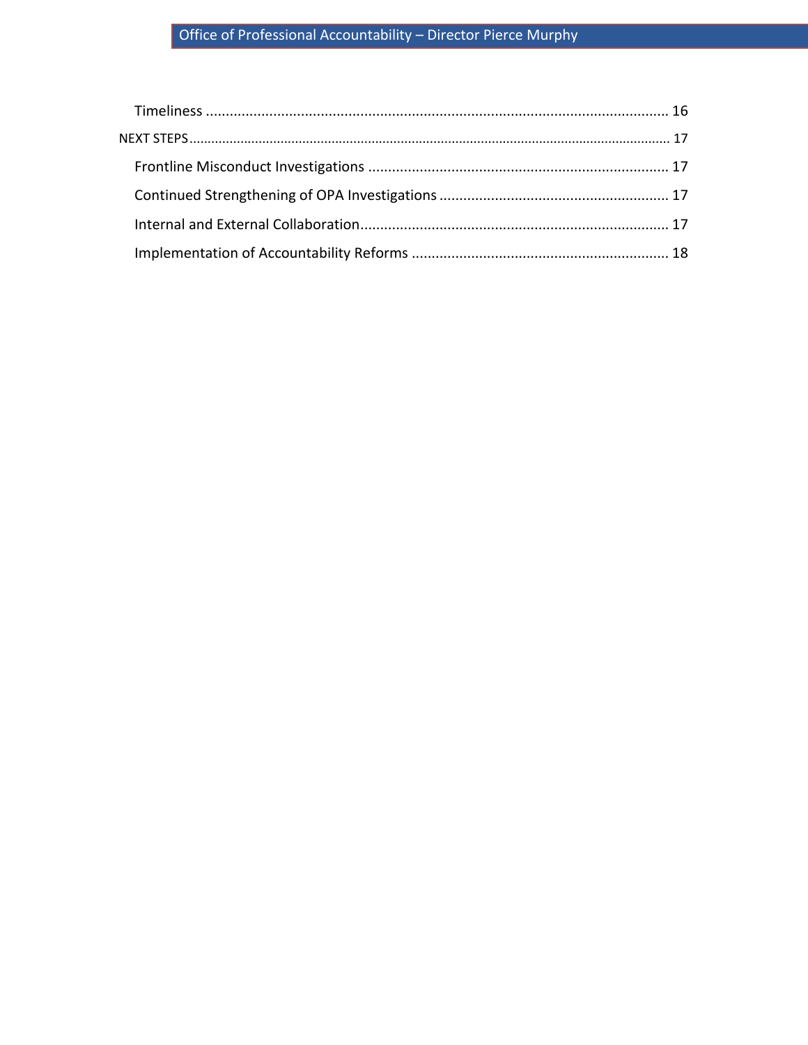Timeliness ........................................................................................................ 16

NEXT STEPS ........................................................................................................ 17

Frontline Misconduct Investigations ........................................................................ 17

Continued Strengthening of OPA Investigations ....................................................... 17

Internal and External Collaboration......................................................................... 17

Implementation of Accountability Reforms ............................................................. 18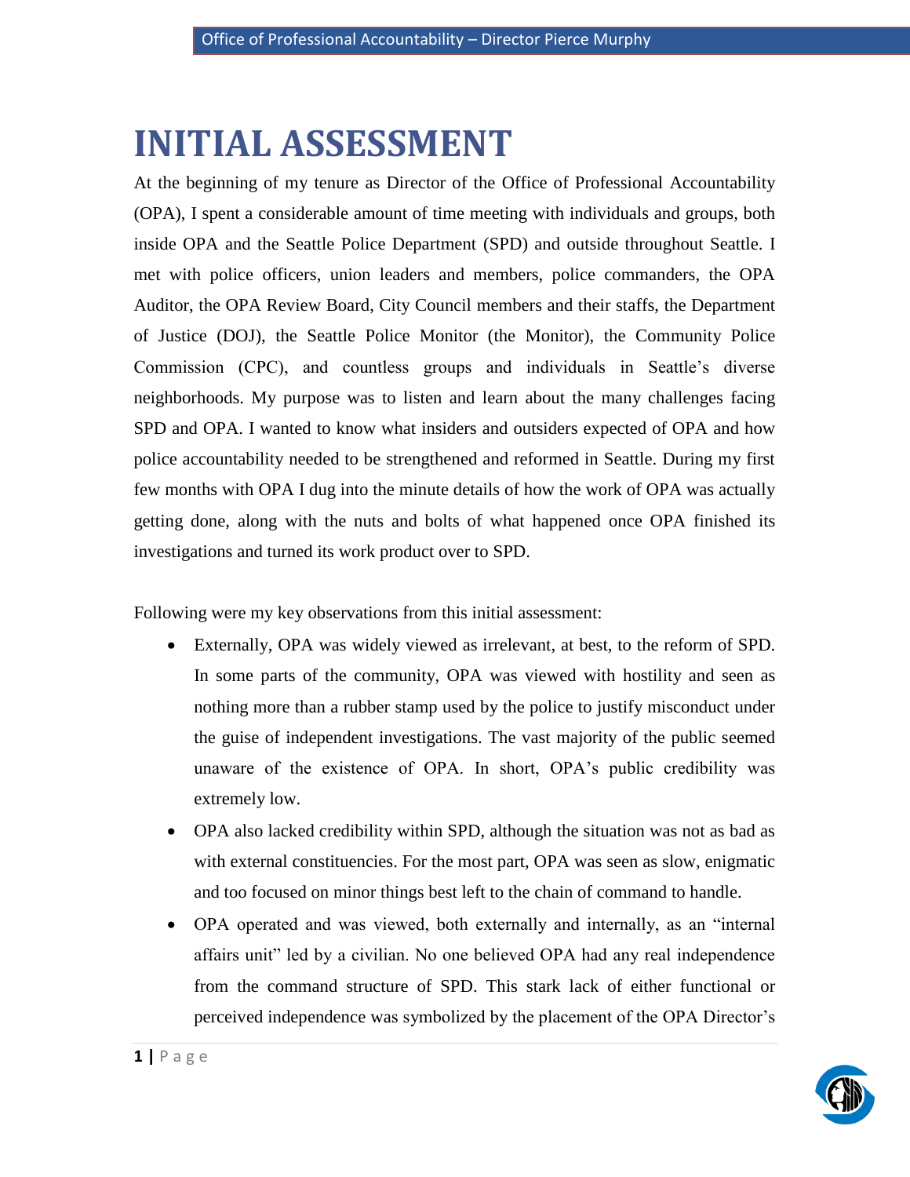# INITIAL ASSESSMENT

At the beginning of my tenure as Director of the Office of Professional Accountability (OPA), I spent a considerable amount of time meeting with individuals and groups, both inside OPA and the Seattle Police Department (SPD) and outside throughout Seattle. I met with police officers, union leaders and members, police commanders, the OPA Auditor, the OPA Review Board, City Council members and their staffs, the Department of Justice (DOJ), the Seattle Police Monitor (the Monitor), the Community Police Commission (CPC), and countless groups and individuals in Seattle's diverse neighborhoods. My purpose was to listen and learn about the many challenges facing SPD and OPA. I wanted to know what insiders and outsiders expected of OPA and how police accountability needed to be strengthened and reformed in Seattle. During my first few months with OPA I dug into the minute details of how the work of OPA was actually getting done, along with the nuts and bolts of what happened once OPA finished its investigations and turned its work product over to SPD.

Following were my key observations from this initial assessment:

- Externally, OPA was widely viewed as irrelevant, at best, to the reform of SPD. In some parts of the community, OPA was viewed with hostility and seen as nothing more than a rubber stamp used by the police to justify misconduct under the guise of independent investigations. The vast majority of the public seemed unaware of the existence of OPA. In short, OPA's public credibility was extremely low.
- OPA also lacked credibility within SPD, although the situation was not as bad as with external constituencies. For the most part, OPA was seen as slow, enigmatic and too focused on minor things best left to the chain of command to handle.
- OPA operated and was viewed, both externally and internally, as an "internal affairs unit" led by a civilian. No one believed OPA had any real independence from the command structure of SPD. This stark lack of either functional or perceived independence was symbolized by the placement of the OPA Director's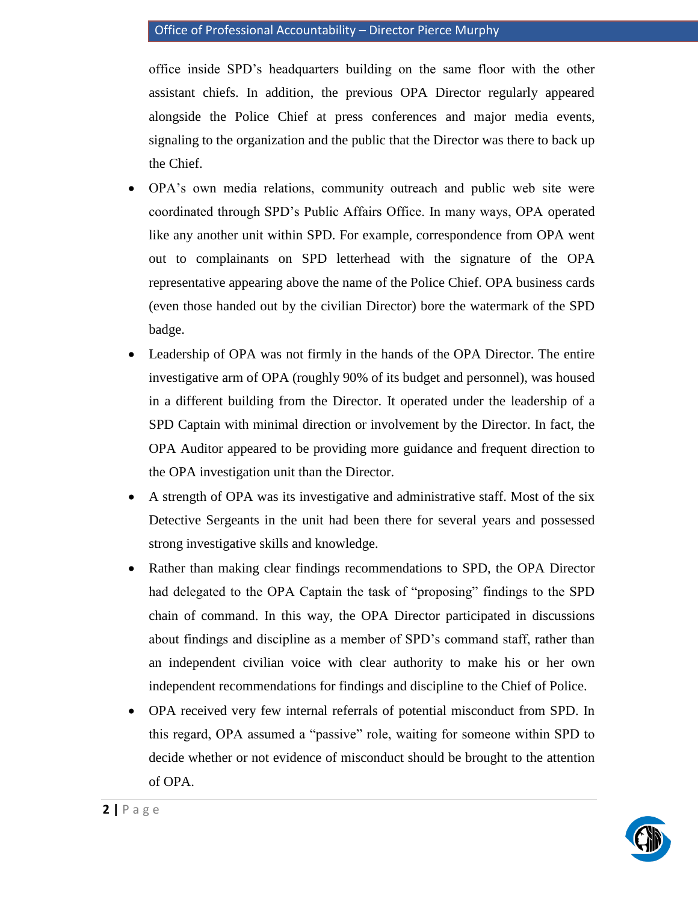office inside SPD's headquarters building on the same floor with the other assistant chiefs. In addition, the previous OPA Director regularly appeared alongside the Police Chief at press conferences and major media events, signaling to the organization and the public that the Director was there to back up the Chief.

- OPA's own media relations, community outreach and public web site were coordinated through SPD's Public Affairs Office. In many ways, OPA operated like any another unit within SPD. For example, correspondence from OPA went out to complainants on SPD letterhead with the signature of the OPA representative appearing above the name of the Police Chief. OPA business cards (even those handed out by the civilian Director) bore the watermark of the SPD badge.
- Leadership of OPA was not firmly in the hands of the OPA Director. The entire investigative arm of OPA (roughly 90% of its budget and personnel), was housed in a different building from the Director. It operated under the leadership of a SPD Captain with minimal direction or involvement by the Director. In fact, the OPA Auditor appeared to be providing more guidance and frequent direction to the OPA investigation unit than the Director.
- A strength of OPA was its investigative and administrative staff. Most of the six Detective Sergeants in the unit had been there for several years and possessed strong investigative skills and knowledge.
- Rather than making clear findings recommendations to SPD, the OPA Director had delegated to the OPA Captain the task of "proposing" findings to the SPD chain of command. In this way, the OPA Director participated in discussions about findings and discipline as a member of SPD's command staff, rather than an independent civilian voice with clear authority to make his or her own independent recommendations for findings and discipline to the Chief of Police.
- OPA received very few internal referrals of potential misconduct from SPD. In this regard, OPA assumed a "passive" role, waiting for someone within SPD to decide whether or not evidence of misconduct should be brought to the attention of OPA.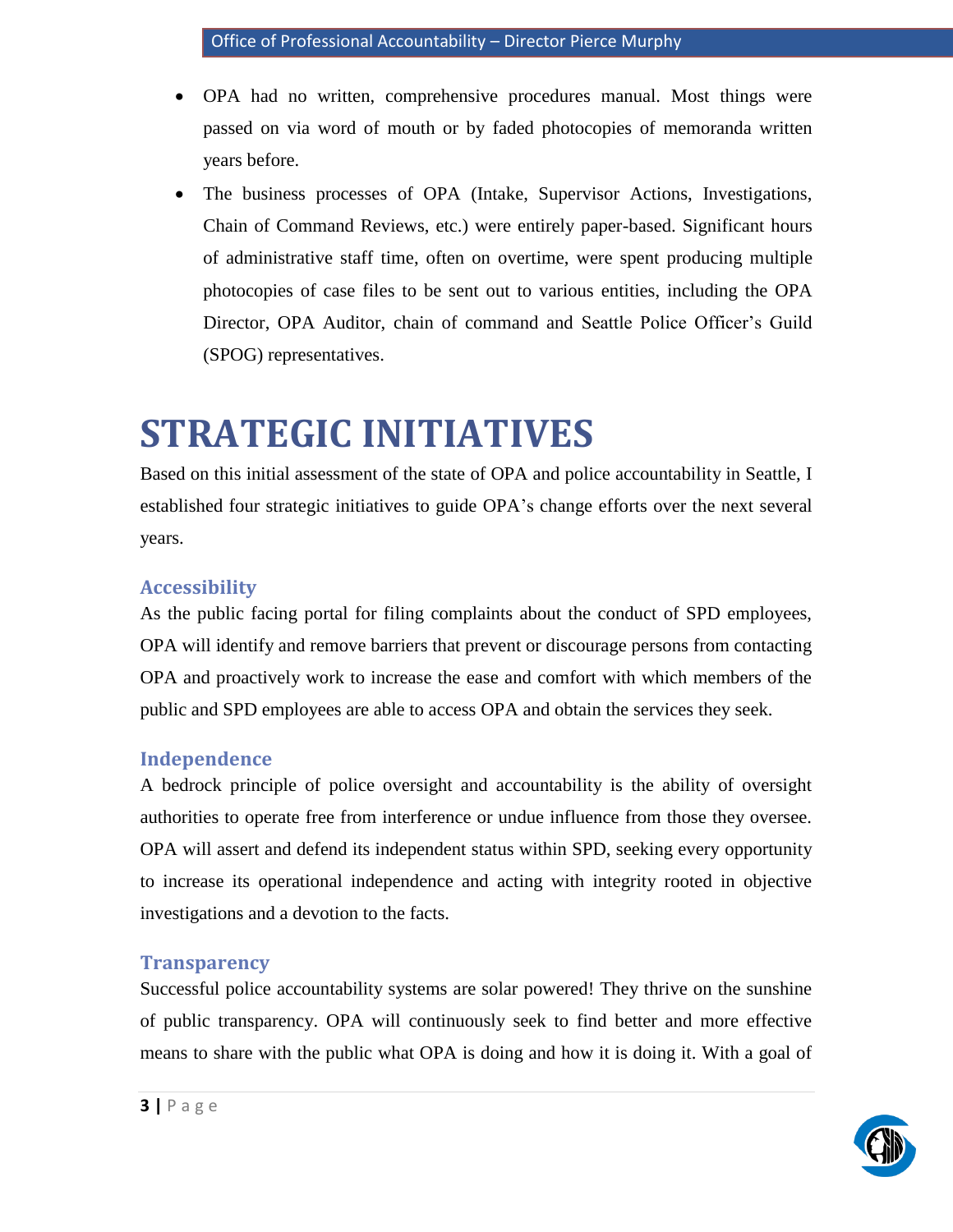- OPA had no written, comprehensive procedures manual. Most things were passed on via word of mouth or by faded photocopies of memoranda written years before.
- The business processes of OPA (Intake, Supervisor Actions, Investigations, Chain of Command Reviews, etc.) were entirely paper-based. Significant hours of administrative staff time, often on overtime, were spent producing multiple photocopies of case files to be sent out to various entities, including the OPA Director, OPA Auditor, chain of command and Seattle Police Officer's Guild (SPOG) representatives.

# STRATEGIC INITIATIVES

Based on this initial assessment of the state of OPA and police accountability in Seattle, I established four strategic initiatives to guide OPA's change efforts over the next several years.

### Accessibility

As the public facing portal for filing complaints about the conduct of SPD employees, OPA will identify and remove barriers that prevent or discourage persons from contacting OPA and proactively work to increase the ease and comfort with which members of the public and SPD employees are able to access OPA and obtain the services they seek.

### Independence

A bedrock principle of police oversight and accountability is the ability of oversight authorities to operate free from interference or undue influence from those they oversee. OPA will assert and defend its independent status within SPD, seeking every opportunity to increase its operational independence and acting with integrity rooted in objective investigations and a devotion to the facts.

### Transparency

Successful police accountability systems are solar powered! They thrive on the sunshine of public transparency. OPA will continuously seek to find better and more effective means to share with the public what OPA is doing and how it is doing it. With a goal of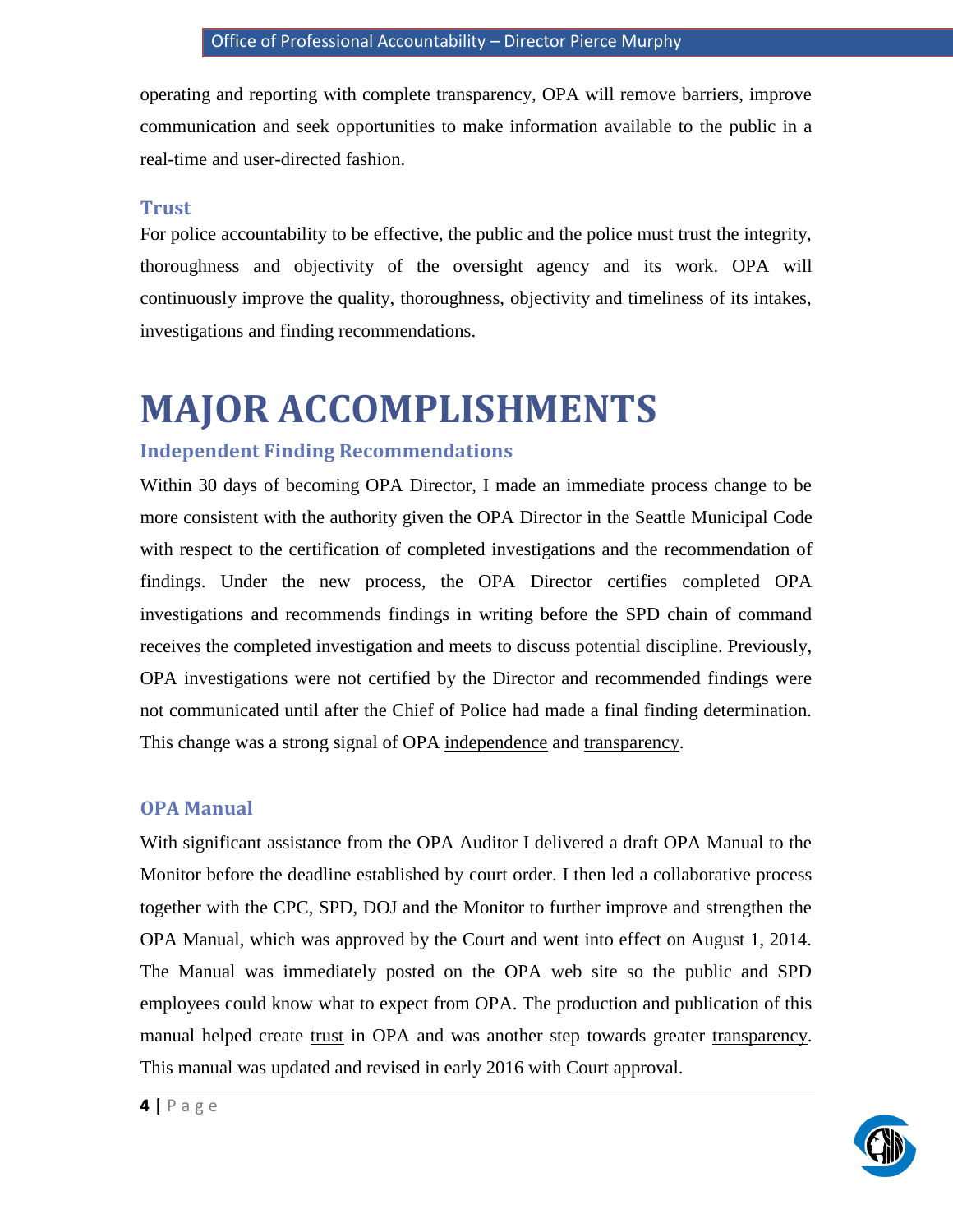operating and reporting with complete transparency, OPA will remove barriers, improve communication and seek opportunities to make information available to the public in a real-time and user-directed fashion.

### Trust

For police accountability to be effective, the public and the police must trust the integrity, thoroughness and objectivity of the oversight agency and its work. OPA will continuously improve the quality, thoroughness, objectivity and timeliness of its intakes, investigations and finding recommendations.

# MAJOR ACCOMPLISHMENTS

### Independent Finding Recommendations

Within 30 days of becoming OPA Director, I made an immediate process change to be more consistent with the authority given the OPA Director in the Seattle Municipal Code with respect to the certification of completed investigations and the recommendation of findings. Under the new process, the OPA Director certifies completed OPA investigations and recommends findings in writing before the SPD chain of command receives the completed investigation and meets to discuss potential discipline. Previously, OPA investigations were not certified by the Director and recommended findings were not communicated until after the Chief of Police had made a final finding determination. This change was a strong signal of OPA independence and transparency.

### OPA Manual

With significant assistance from the OPA Auditor I delivered a draft OPA Manual to the Monitor before the deadline established by court order. I then led a collaborative process together with the CPC, SPD, DOJ and the Monitor to further improve and strengthen the OPA Manual, which was approved by the Court and went into effect on August 1, 2014. The Manual was immediately posted on the OPA web site so the public and SPD employees could know what to expect from OPA. The production and publication of this manual helped create trust in OPA and was another step towards greater transparency. This manual was updated and revised in early 2016 with Court approval.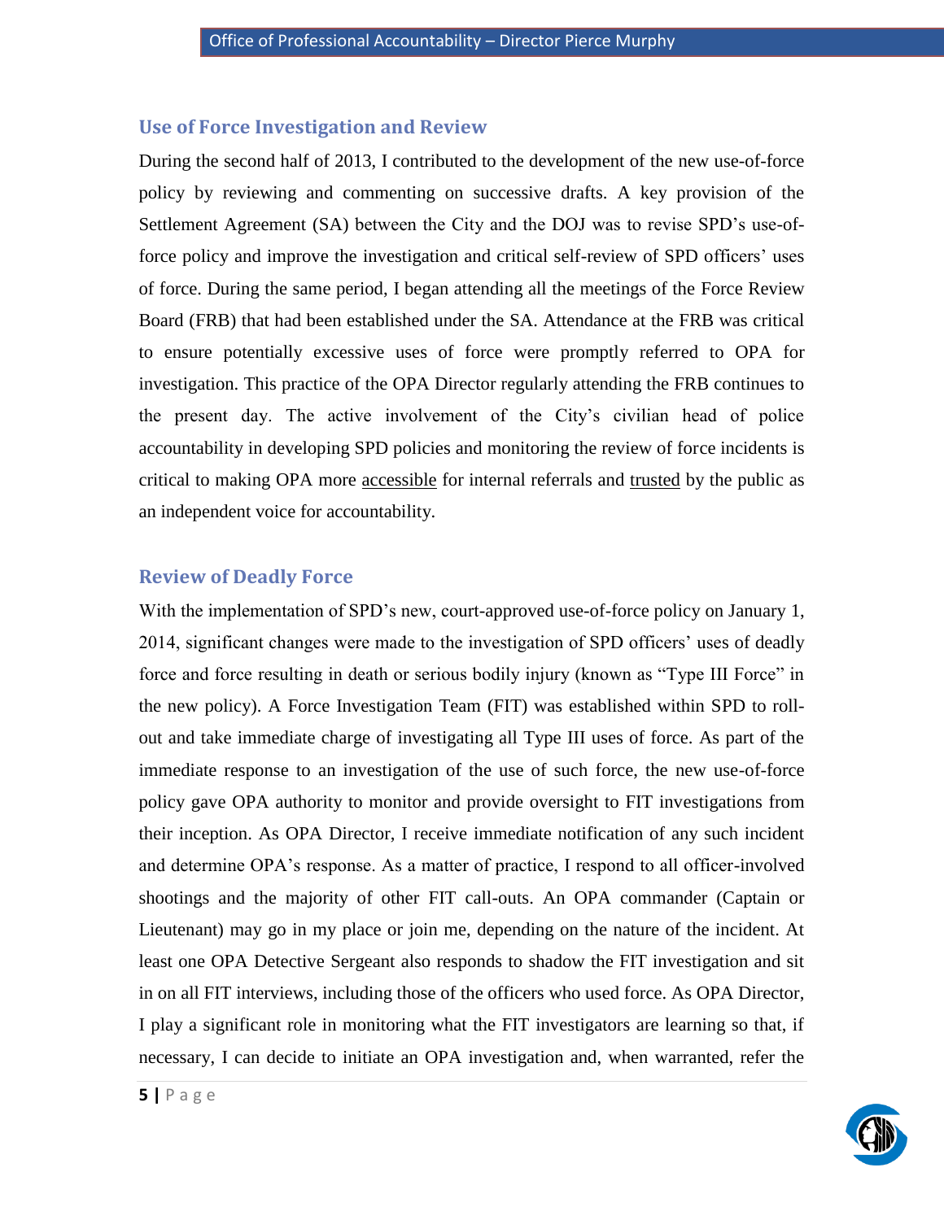## Use of Force Investigation and Review

During the second half of 2013, I contributed to the development of the new use-of-force policy by reviewing and commenting on successive drafts. A key provision of the Settlement Agreement (SA) between the City and the DOJ was to revise SPD's use-of-force policy and improve the investigation and critical self-review of SPD officers' uses of force. During the same period, I began attending all the meetings of the Force Review Board (FRB) that had been established under the SA. Attendance at the FRB was critical to ensure potentially excessive uses of force were promptly referred to OPA for investigation. This practice of the OPA Director regularly attending the FRB continues to the present day. The active involvement of the City's civilian head of police accountability in developing SPD policies and monitoring the review of force incidents is critical to making OPA more accessible for internal referrals and trusted by the public as an independent voice for accountability.

## Review of Deadly Force

With the implementation of SPD's new, court-approved use-of-force policy on January 1, 2014, significant changes were made to the investigation of SPD officers' uses of deadly force and force resulting in death or serious bodily injury (known as "Type III Force" in the new policy). A Force Investigation Team (FIT) was established within SPD to roll-out and take immediate charge of investigating all Type III uses of force. As part of the immediate response to an investigation of the use of such force, the new use-of-force policy gave OPA authority to monitor and provide oversight to FIT investigations from their inception. As OPA Director, I receive immediate notification of any such incident and determine OPA's response. As a matter of practice, I respond to all officer-involved shootings and the majority of other FIT call-outs. An OPA commander (Captain or Lieutenant) may go in my place or join me, depending on the nature of the incident. At least one OPA Detective Sergeant also responds to shadow the FIT investigation and sit in on all FIT interviews, including those of the officers who used force. As OPA Director, I play a significant role in monitoring what the FIT investigators are learning so that, if necessary, I can decide to initiate an OPA investigation and, when warranted, refer the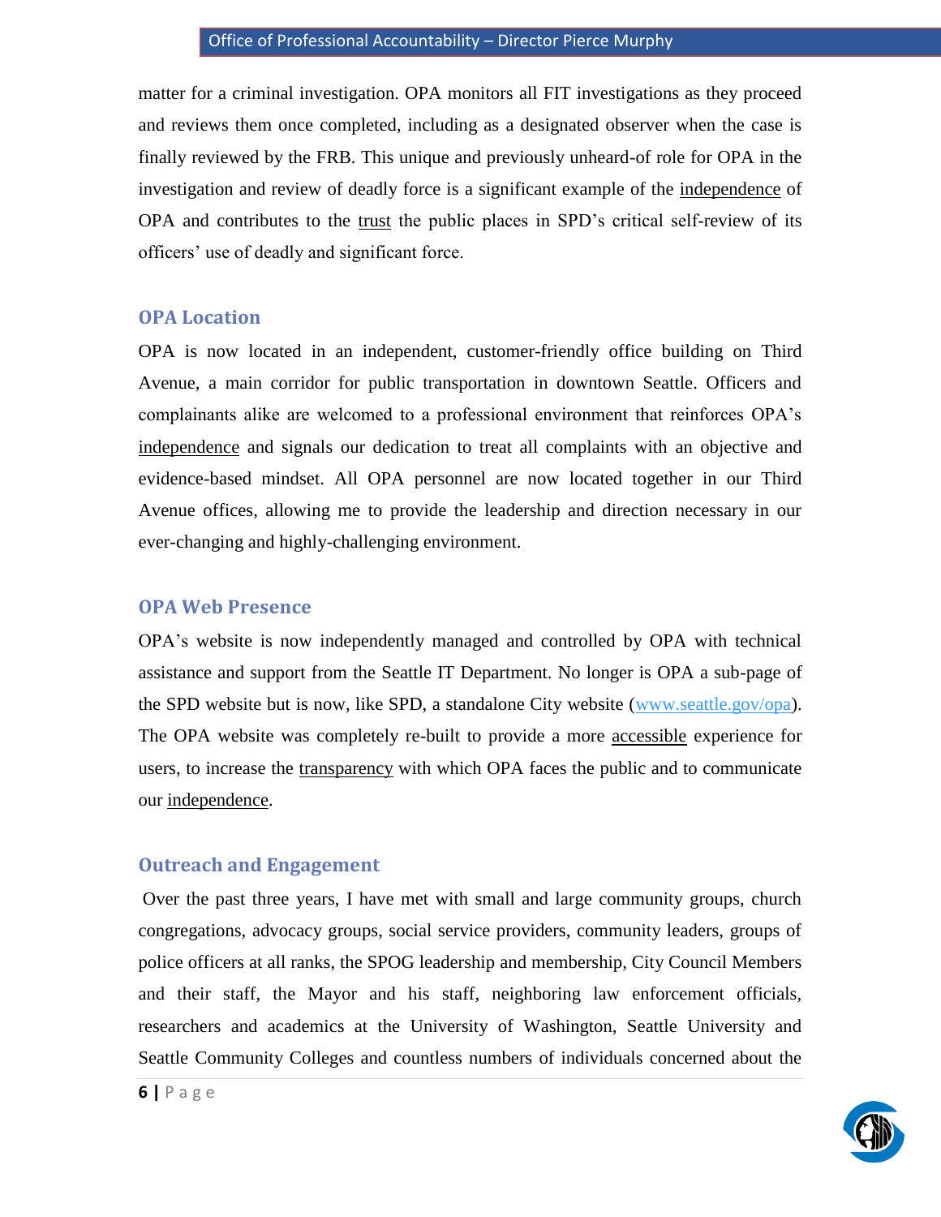matter for a criminal investigation. OPA monitors all FIT investigations as they proceed and reviews them once completed, including as a designated observer when the case is finally reviewed by the FRB. This unique and previously unheard-of role for OPA in the investigation and review of deadly force is a significant example of the independence of OPA and contributes to the trust the public places in SPD's critical self-review of its officers' use of deadly and significant force.

### OPA Location

OPA is now located in an independent, customer-friendly office building on Third Avenue, a main corridor for public transportation in downtown Seattle. Officers and complainants alike are welcomed to a professional environment that reinforces OPA's independence and signals our dedication to treat all complaints with an objective and evidence-based mindset. All OPA personnel are now located together in our Third Avenue offices, allowing me to provide the leadership and direction necessary in our ever-changing and highly-challenging environment.

### OPA Web Presence

OPA's website is now independently managed and controlled by OPA with technical assistance and support from the Seattle IT Department. No longer is OPA a sub-page of the SPD website but is now, like SPD, a standalone City website (www.seattle.gov/opa). The OPA website was completely re-built to provide a more accessible experience for users, to increase the transparency with which OPA faces the public and to communicate our independence.

### Outreach and Engagement

Over the past three years, I have met with small and large community groups, church congregations, advocacy groups, social service providers, community leaders, groups of police officers at all ranks, the SPOG leadership and membership, City Council Members and their staff, the Mayor and his staff, neighboring law enforcement officials, researchers and academics at the University of Washington, Seattle University and Seattle Community Colleges and countless numbers of individuals concerned about the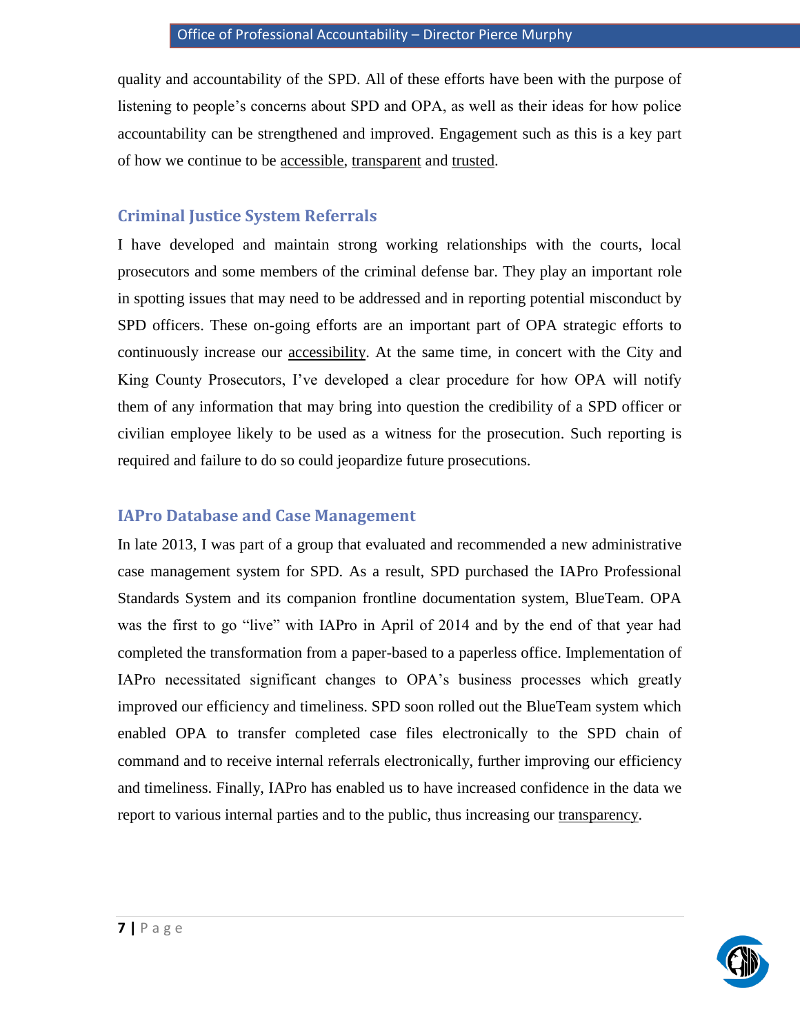quality and accountability of the SPD. All of these efforts have been with the purpose of listening to people's concerns about SPD and OPA, as well as their ideas for how police accountability can be strengthened and improved. Engagement such as this is a key part of how we continue to be accessible, transparent and trusted.

## Criminal Justice System Referrals

I have developed and maintain strong working relationships with the courts, local prosecutors and some members of the criminal defense bar. They play an important role in spotting issues that may need to be addressed and in reporting potential misconduct by SPD officers. These on-going efforts are an important part of OPA strategic efforts to continuously increase our accessibility. At the same time, in concert with the City and King County Prosecutors, I've developed a clear procedure for how OPA will notify them of any information that may bring into question the credibility of a SPD officer or civilian employee likely to be used as a witness for the prosecution. Such reporting is required and failure to do so could jeopardize future prosecutions.

## IAPro Database and Case Management

In late 2013, I was part of a group that evaluated and recommended a new administrative case management system for SPD. As a result, SPD purchased the IAPro Professional Standards System and its companion frontline documentation system, BlueTeam. OPA was the first to go "live" with IAPro in April of 2014 and by the end of that year had completed the transformation from a paper-based to a paperless office. Implementation of IAPro necessitated significant changes to OPA's business processes which greatly improved our efficiency and timeliness. SPD soon rolled out the BlueTeam system which enabled OPA to transfer completed case files electronically to the SPD chain of command and to receive internal referrals electronically, further improving our efficiency and timeliness. Finally, IAPro has enabled us to have increased confidence in the data we report to various internal parties and to the public, thus increasing our transparency.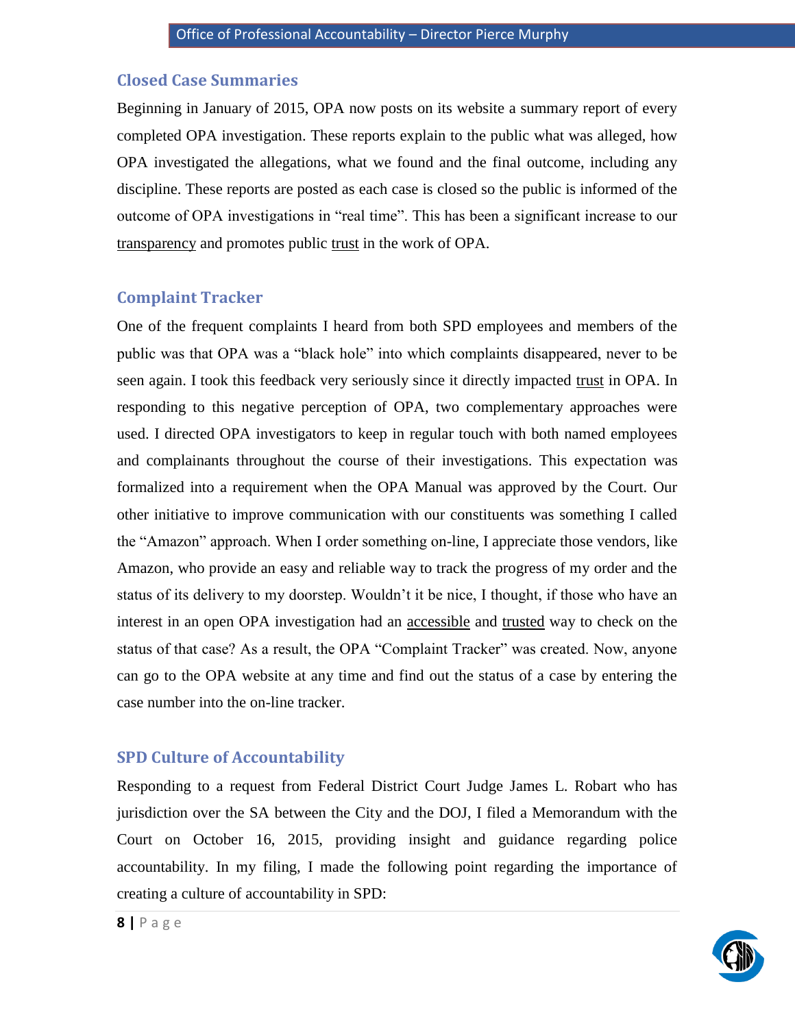## Closed Case Summaries

Beginning in January of 2015, OPA now posts on its website a summary report of every completed OPA investigation. These reports explain to the public what was alleged, how OPA investigated the allegations, what we found and the final outcome, including any discipline. These reports are posted as each case is closed so the public is informed of the outcome of OPA investigations in "real time". This has been a significant increase to our transparency and promotes public trust in the work of OPA.

## Complaint Tracker

One of the frequent complaints I heard from both SPD employees and members of the public was that OPA was a "black hole" into which complaints disappeared, never to be seen again. I took this feedback very seriously since it directly impacted trust in OPA. In responding to this negative perception of OPA, two complementary approaches were used. I directed OPA investigators to keep in regular touch with both named employees and complainants throughout the course of their investigations. This expectation was formalized into a requirement when the OPA Manual was approved by the Court. Our other initiative to improve communication with our constituents was something I called the "Amazon" approach. When I order something on-line, I appreciate those vendors, like Amazon, who provide an easy and reliable way to track the progress of my order and the status of its delivery to my doorstep. Wouldn't it be nice, I thought, if those who have an interest in an open OPA investigation had an accessible and trusted way to check on the status of that case? As a result, the OPA "Complaint Tracker" was created. Now, anyone can go to the OPA website at any time and find out the status of a case by entering the case number into the on-line tracker.

## SPD Culture of Accountability

Responding to a request from Federal District Court Judge James L. Robart who has jurisdiction over the SA between the City and the DOJ, I filed a Memorandum with the Court on October 16, 2015, providing insight and guidance regarding police accountability. In my filing, I made the following point regarding the importance of creating a culture of accountability in SPD: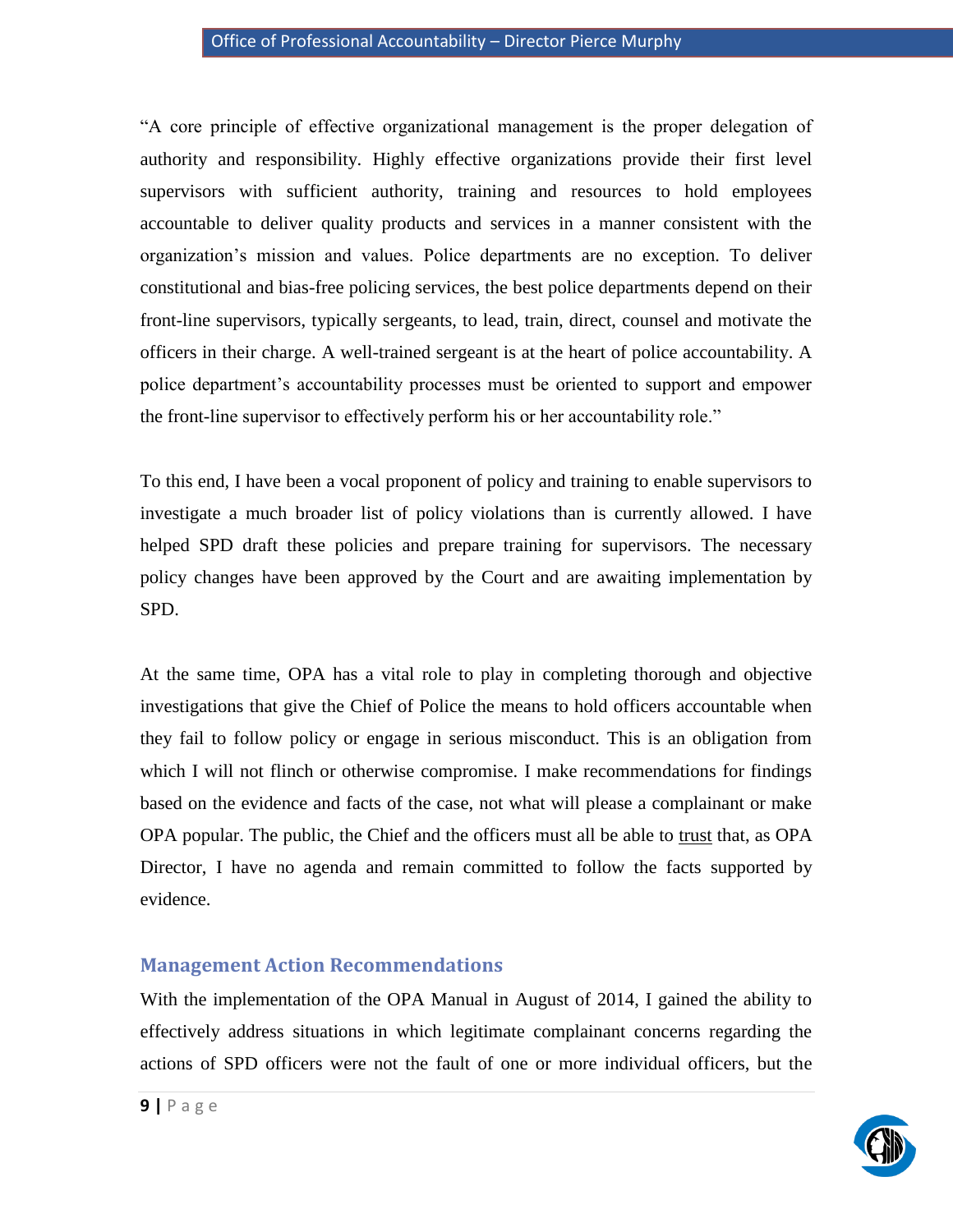"A core principle of effective organizational management is the proper delegation of authority and responsibility. Highly effective organizations provide their first level supervisors with sufficient authority, training and resources to hold employees accountable to deliver quality products and services in a manner consistent with the organization's mission and values. Police departments are no exception. To deliver constitutional and bias-free policing services, the best police departments depend on their front-line supervisors, typically sergeants, to lead, train, direct, counsel and motivate the officers in their charge. A well-trained sergeant is at the heart of police accountability. A police department's accountability processes must be oriented to support and empower the front-line supervisor to effectively perform his or her accountability role."

To this end, I have been a vocal proponent of policy and training to enable supervisors to investigate a much broader list of policy violations than is currently allowed. I have helped SPD draft these policies and prepare training for supervisors. The necessary policy changes have been approved by the Court and are awaiting implementation by SPD.

At the same time, OPA has a vital role to play in completing thorough and objective investigations that give the Chief of Police the means to hold officers accountable when they fail to follow policy or engage in serious misconduct. This is an obligation from which I will not flinch or otherwise compromise. I make recommendations for findings based on the evidence and facts of the case, not what will please a complainant or make OPA popular. The public, the Chief and the officers must all be able to trust that, as OPA Director, I have no agenda and remain committed to follow the facts supported by evidence.

## Management Action Recommendations

With the implementation of the OPA Manual in August of 2014, I gained the ability to effectively address situations in which legitimate complainant concerns regarding the actions of SPD officers were not the fault of one or more individual officers, but the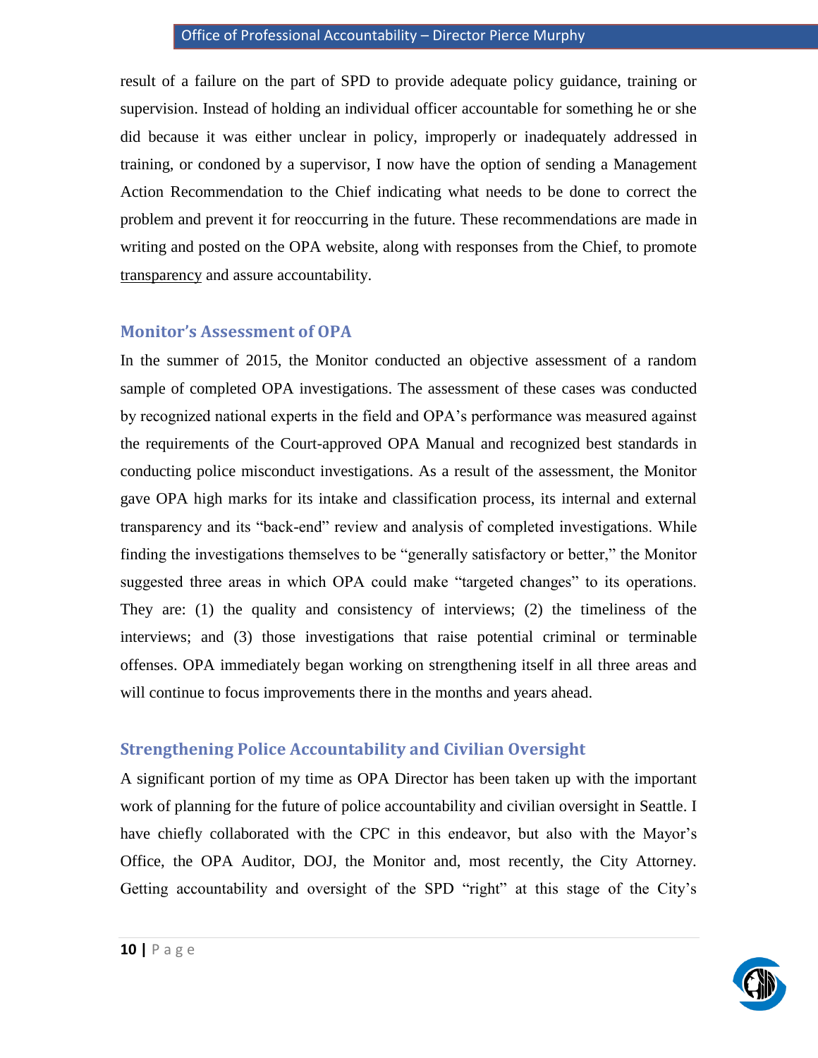result of a failure on the part of SPD to provide adequate policy guidance, training or supervision. Instead of holding an individual officer accountable for something he or she did because it was either unclear in policy, improperly or inadequately addressed in training, or condoned by a supervisor, I now have the option of sending a Management Action Recommendation to the Chief indicating what needs to be done to correct the problem and prevent it for reoccurring in the future. These recommendations are made in writing and posted on the OPA website, along with responses from the Chief, to promote transparency and assure accountability.

## Monitor's Assessment of OPA

In the summer of 2015, the Monitor conducted an objective assessment of a random sample of completed OPA investigations. The assessment of these cases was conducted by recognized national experts in the field and OPA's performance was measured against the requirements of the Court-approved OPA Manual and recognized best standards in conducting police misconduct investigations. As a result of the assessment, the Monitor gave OPA high marks for its intake and classification process, its internal and external transparency and its "back-end" review and analysis of completed investigations. While finding the investigations themselves to be "generally satisfactory or better," the Monitor suggested three areas in which OPA could make "targeted changes" to its operations. They are: (1) the quality and consistency of interviews; (2) the timeliness of the interviews; and (3) those investigations that raise potential criminal or terminable offenses. OPA immediately began working on strengthening itself in all three areas and will continue to focus improvements there in the months and years ahead.

## Strengthening Police Accountability and Civilian Oversight

A significant portion of my time as OPA Director has been taken up with the important work of planning for the future of police accountability and civilian oversight in Seattle. I have chiefly collaborated with the CPC in this endeavor, but also with the Mayor's Office, the OPA Auditor, DOJ, the Monitor and, most recently, the City Attorney. Getting accountability and oversight of the SPD "right" at this stage of the City's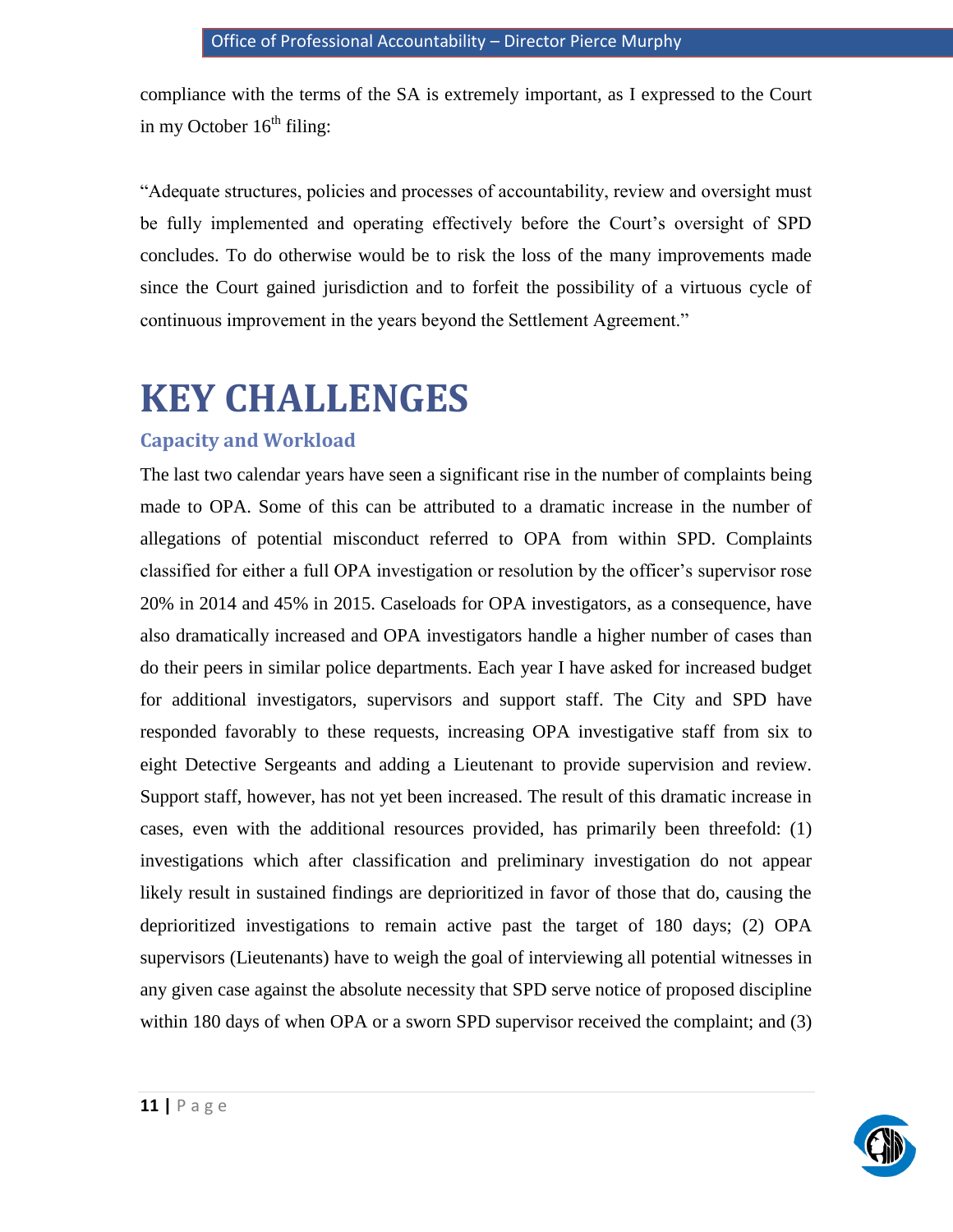compliance with the terms of the SA is extremely important, as I expressed to the Court in my October 16th filing:

"Adequate structures, policies and processes of accountability, review and oversight must be fully implemented and operating effectively before the Court's oversight of SPD concludes. To do otherwise would be to risk the loss of the many improvements made since the Court gained jurisdiction and to forfeit the possibility of a virtuous cycle of continuous improvement in the years beyond the Settlement Agreement."

# KEY CHALLENGES

## Capacity and Workload

The last two calendar years have seen a significant rise in the number of complaints being made to OPA. Some of this can be attributed to a dramatic increase in the number of allegations of potential misconduct referred to OPA from within SPD. Complaints classified for either a full OPA investigation or resolution by the officer's supervisor rose 20% in 2014 and 45% in 2015. Caseloads for OPA investigators, as a consequence, have also dramatically increased and OPA investigators handle a higher number of cases than do their peers in similar police departments. Each year I have asked for increased budget for additional investigators, supervisors and support staff. The City and SPD have responded favorably to these requests, increasing OPA investigative staff from six to eight Detective Sergeants and adding a Lieutenant to provide supervision and review. Support staff, however, has not yet been increased. The result of this dramatic increase in cases, even with the additional resources provided, has primarily been threefold: (1) investigations which after classification and preliminary investigation do not appear likely result in sustained findings are deprioritized in favor of those that do, causing the deprioritized investigations to remain active past the target of 180 days; (2) OPA supervisors (Lieutenants) have to weigh the goal of interviewing all potential witnesses in any given case against the absolute necessity that SPD serve notice of proposed discipline within 180 days of when OPA or a sworn SPD supervisor received the complaint; and (3)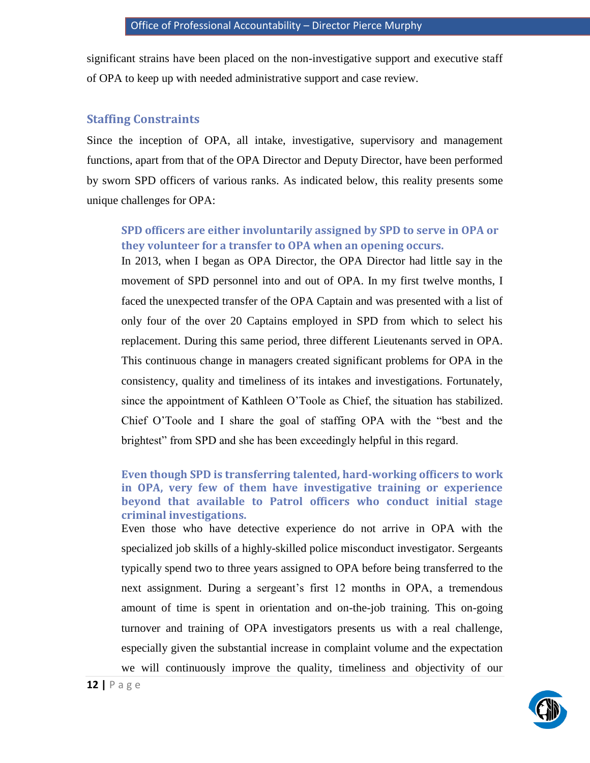significant strains have been placed on the non-investigative support and executive staff of OPA to keep up with needed administrative support and case review.

## Staffing Constraints

Since the inception of OPA, all intake, investigative, supervisory and management functions, apart from that of the OPA Director and Deputy Director, have been performed by sworn SPD officers of various ranks. As indicated below, this reality presents some unique challenges for OPA:

### SPD officers are either involuntarily assigned by SPD to serve in OPA or they volunteer for a transfer to OPA when an opening occurs.

In 2013, when I began as OPA Director, the OPA Director had little say in the movement of SPD personnel into and out of OPA. In my first twelve months, I faced the unexpected transfer of the OPA Captain and was presented with a list of only four of the over 20 Captains employed in SPD from which to select his replacement. During this same period, three different Lieutenants served in OPA. This continuous change in managers created significant problems for OPA in the consistency, quality and timeliness of its intakes and investigations. Fortunately, since the appointment of Kathleen O'Toole as Chief, the situation has stabilized. Chief O'Toole and I share the goal of staffing OPA with the "best and the brightest" from SPD and she has been exceedingly helpful in this regard.

### Even though SPD is transferring talented, hard-working officers to work in OPA, very few of them have investigative training or experience beyond that available to Patrol officers who conduct initial stage criminal investigations.

Even those who have detective experience do not arrive in OPA with the specialized job skills of a highly-skilled police misconduct investigator. Sergeants typically spend two to three years assigned to OPA before being transferred to the next assignment. During a sergeant's first 12 months in OPA, a tremendous amount of time is spent in orientation and on-the-job training. This on-going turnover and training of OPA investigators presents us with a real challenge, especially given the substantial increase in complaint volume and the expectation we will continuously improve the quality, timeliness and objectivity of our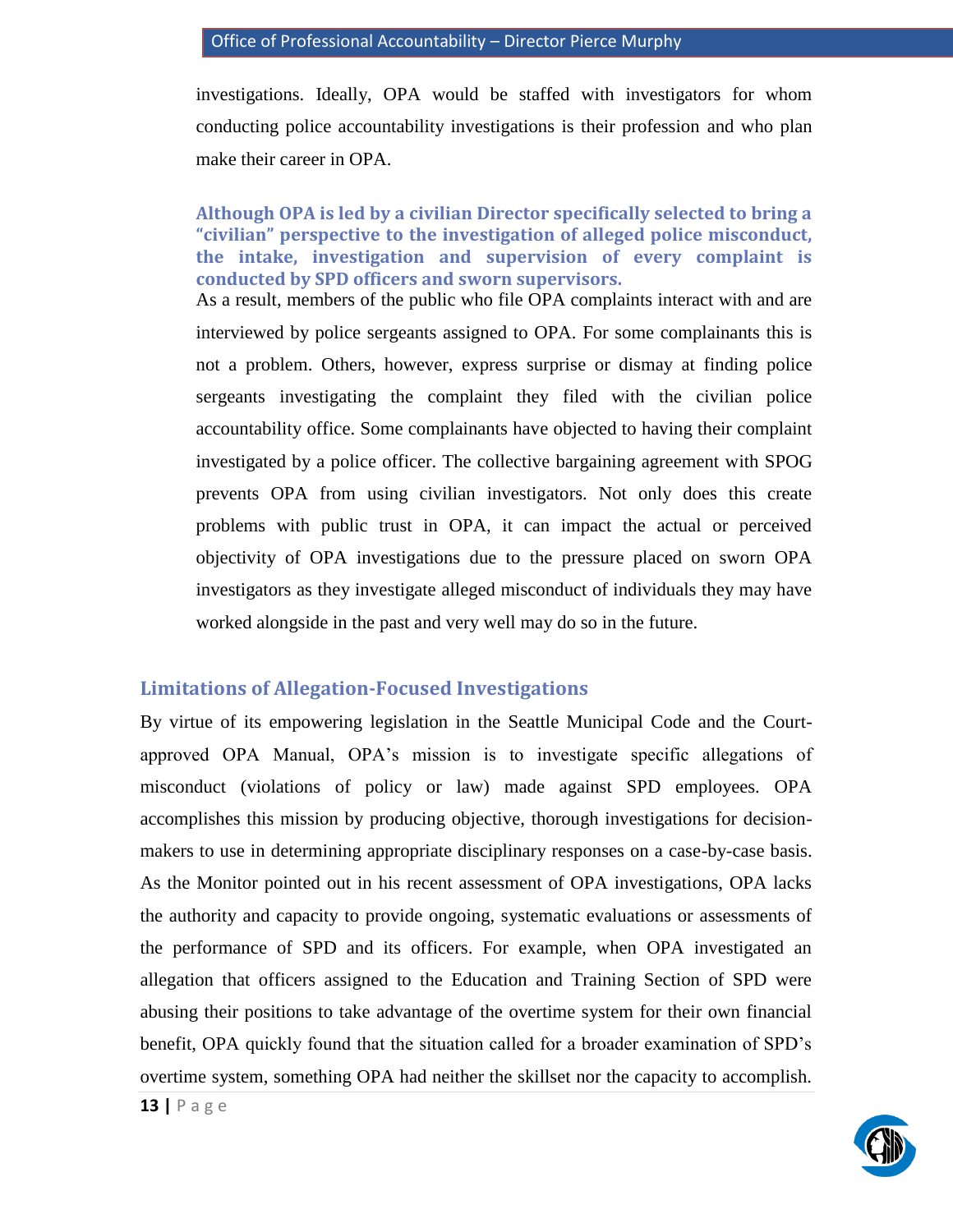investigations. Ideally, OPA would be staffed with investigators for whom conducting police accountability investigations is their profession and who plan make their career in OPA.

**Although OPA is led by a civilian Director specifically selected to bring a "civilian" perspective to the investigation of alleged police misconduct, the intake, investigation and supervision of every complaint is conducted by SPD officers and sworn supervisors.**

As a result, members of the public who file OPA complaints interact with and are interviewed by police sergeants assigned to OPA. For some complainants this is not a problem. Others, however, express surprise or dismay at finding police sergeants investigating the complaint they filed with the civilian police accountability office. Some complainants have objected to having their complaint investigated by a police officer. The collective bargaining agreement with SPOG prevents OPA from using civilian investigators. Not only does this create problems with public trust in OPA, it can impact the actual or perceived objectivity of OPA investigations due to the pressure placed on sworn OPA investigators as they investigate alleged misconduct of individuals they may have worked alongside in the past and very well may do so in the future.

## Limitations of Allegation-Focused Investigations

By virtue of its empowering legislation in the Seattle Municipal Code and the Court-approved OPA Manual, OPA's mission is to investigate specific allegations of misconduct (violations of policy or law) made against SPD employees. OPA accomplishes this mission by producing objective, thorough investigations for decision-makers to use in determining appropriate disciplinary responses on a case-by-case basis. As the Monitor pointed out in his recent assessment of OPA investigations, OPA lacks the authority and capacity to provide ongoing, systematic evaluations or assessments of the performance of SPD and its officers. For example, when OPA investigated an allegation that officers assigned to the Education and Training Section of SPD were abusing their positions to take advantage of the overtime system for their own financial benefit, OPA quickly found that the situation called for a broader examination of SPD's overtime system, something OPA had neither the skillset nor the capacity to accomplish.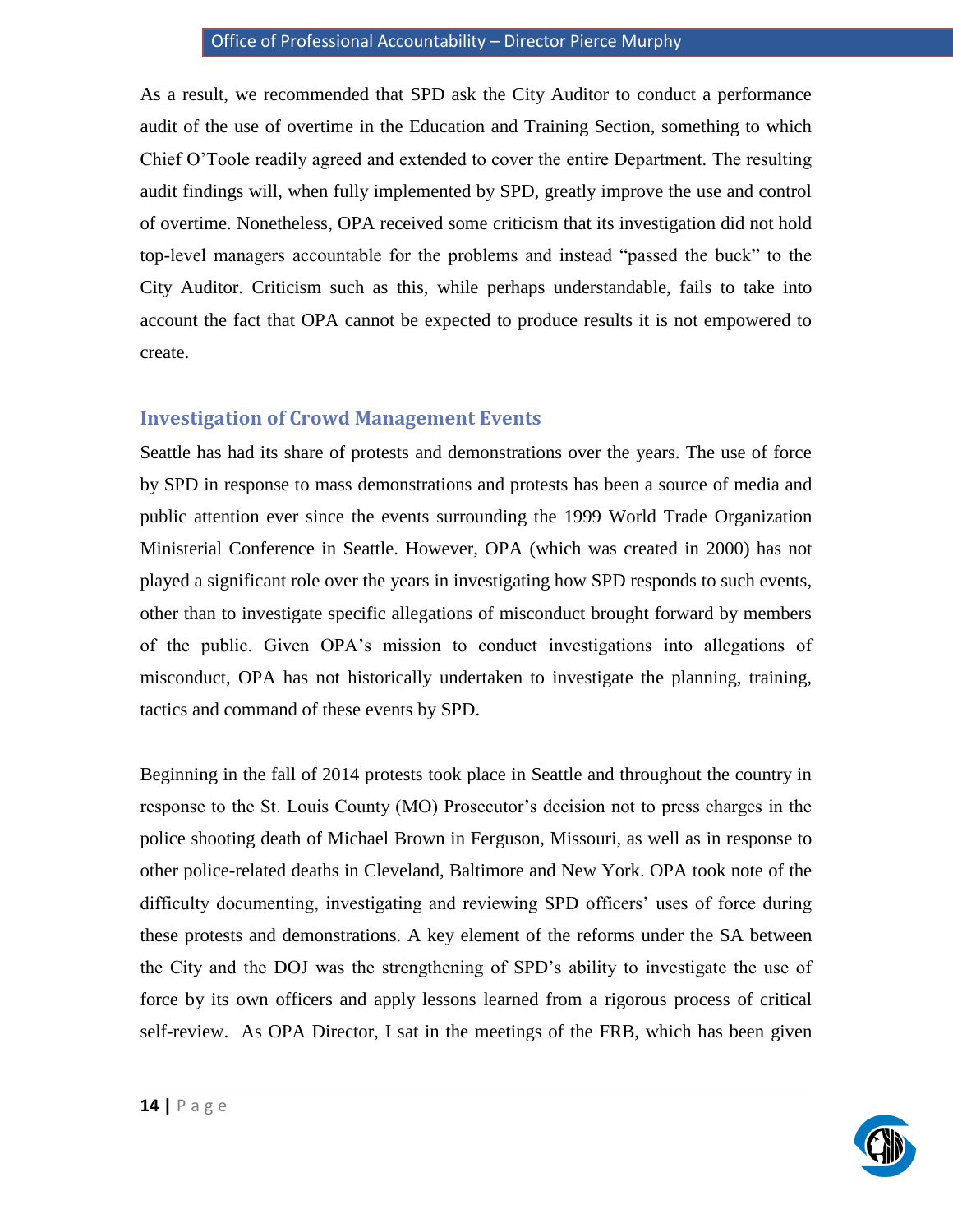As a result, we recommended that SPD ask the City Auditor to conduct a performance audit of the use of overtime in the Education and Training Section, something to which Chief O'Toole readily agreed and extended to cover the entire Department. The resulting audit findings will, when fully implemented by SPD, greatly improve the use and control of overtime. Nonetheless, OPA received some criticism that its investigation did not hold top-level managers accountable for the problems and instead "passed the buck" to the City Auditor. Criticism such as this, while perhaps understandable, fails to take into account the fact that OPA cannot be expected to produce results it is not empowered to create.

## Investigation of Crowd Management Events

Seattle has had its share of protests and demonstrations over the years. The use of force by SPD in response to mass demonstrations and protests has been a source of media and public attention ever since the events surrounding the 1999 World Trade Organization Ministerial Conference in Seattle. However, OPA (which was created in 2000) has not played a significant role over the years in investigating how SPD responds to such events, other than to investigate specific allegations of misconduct brought forward by members of the public. Given OPA's mission to conduct investigations into allegations of misconduct, OPA has not historically undertaken to investigate the planning, training, tactics and command of these events by SPD.

Beginning in the fall of 2014 protests took place in Seattle and throughout the country in response to the St. Louis County (MO) Prosecutor's decision not to press charges in the police shooting death of Michael Brown in Ferguson, Missouri, as well as in response to other police-related deaths in Cleveland, Baltimore and New York. OPA took note of the difficulty documenting, investigating and reviewing SPD officers' uses of force during these protests and demonstrations. A key element of the reforms under the SA between the City and the DOJ was the strengthening of SPD's ability to investigate the use of force by its own officers and apply lessons learned from a rigorous process of critical self-review. As OPA Director, I sat in the meetings of the FRB, which has been given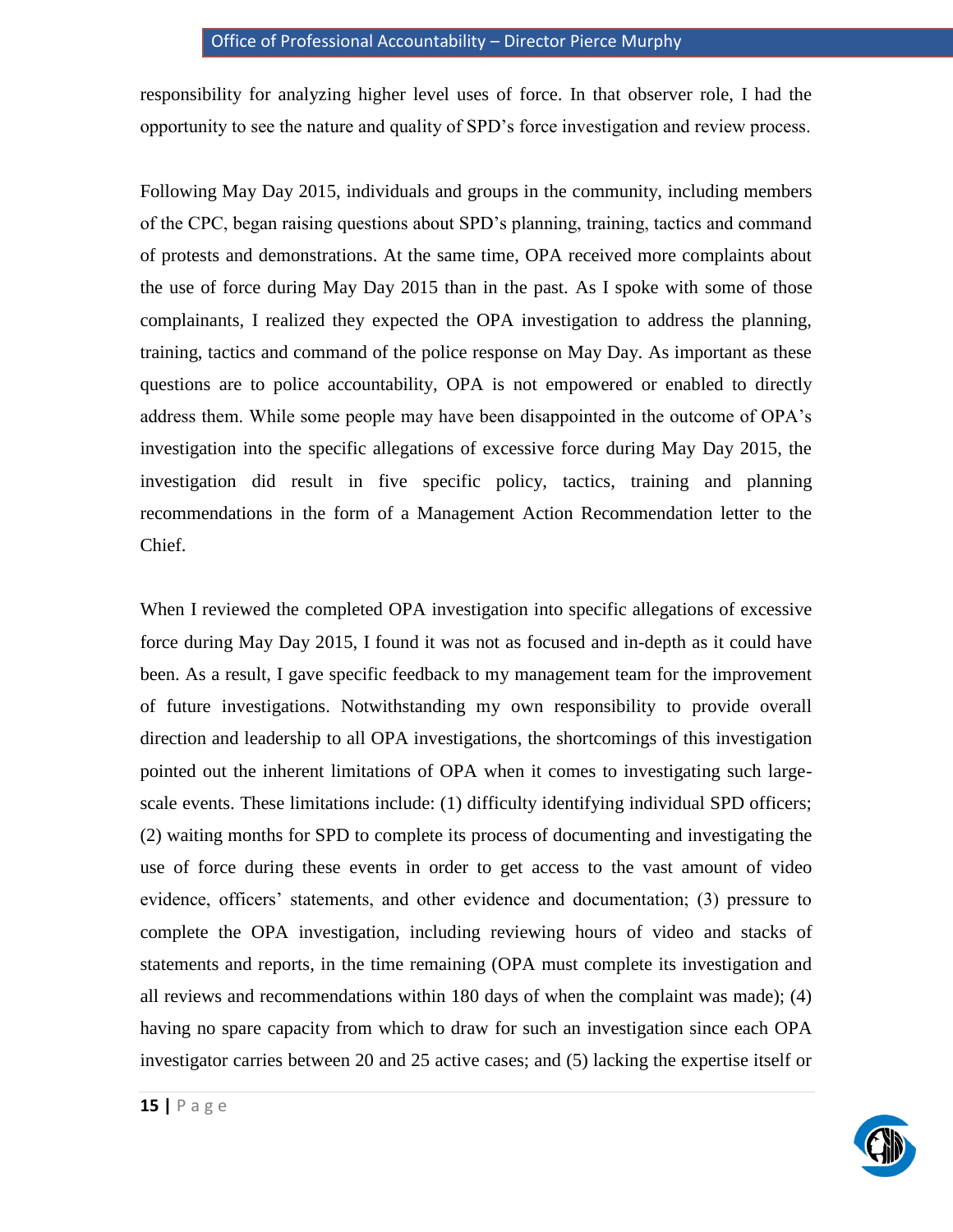responsibility for analyzing higher level uses of force. In that observer role, I had the opportunity to see the nature and quality of SPD's force investigation and review process.

Following May Day 2015, individuals and groups in the community, including members of the CPC, began raising questions about SPD's planning, training, tactics and command of protests and demonstrations. At the same time, OPA received more complaints about the use of force during May Day 2015 than in the past. As I spoke with some of those complainants, I realized they expected the OPA investigation to address the planning, training, tactics and command of the police response on May Day. As important as these questions are to police accountability, OPA is not empowered or enabled to directly address them. While some people may have been disappointed in the outcome of OPA's investigation into the specific allegations of excessive force during May Day 2015, the investigation did result in five specific policy, tactics, training and planning recommendations in the form of a Management Action Recommendation letter to the Chief.

When I reviewed the completed OPA investigation into specific allegations of excessive force during May Day 2015, I found it was not as focused and in-depth as it could have been. As a result, I gave specific feedback to my management team for the improvement of future investigations. Notwithstanding my own responsibility to provide overall direction and leadership to all OPA investigations, the shortcomings of this investigation pointed out the inherent limitations of OPA when it comes to investigating such large-scale events. These limitations include: (1) difficulty identifying individual SPD officers; (2) waiting months for SPD to complete its process of documenting and investigating the use of force during these events in order to get access to the vast amount of video evidence, officers' statements, and other evidence and documentation; (3) pressure to complete the OPA investigation, including reviewing hours of video and stacks of statements and reports, in the time remaining (OPA must complete its investigation and all reviews and recommendations within 180 days of when the complaint was made); (4) having no spare capacity from which to draw for such an investigation since each OPA investigator carries between 20 and 25 active cases; and (5) lacking the expertise itself or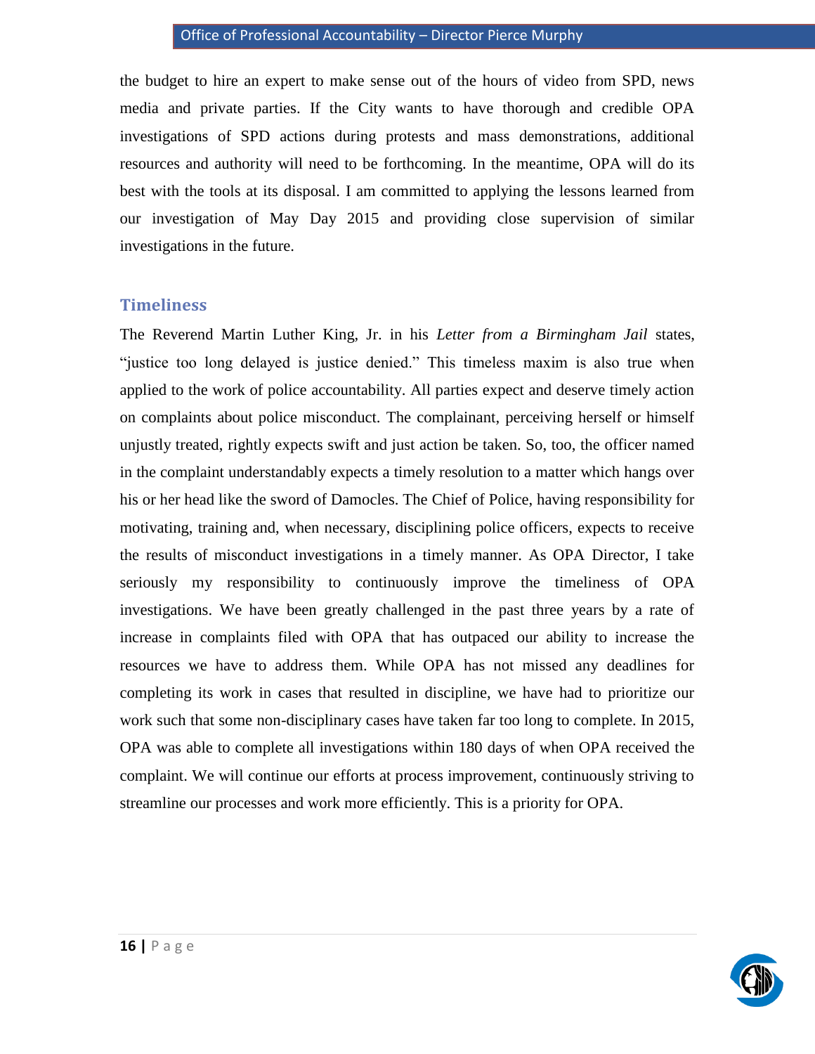the budget to hire an expert to make sense out of the hours of video from SPD, news media and private parties. If the City wants to have thorough and credible OPA investigations of SPD actions during protests and mass demonstrations, additional resources and authority will need to be forthcoming. In the meantime, OPA will do its best with the tools at its disposal. I am committed to applying the lessons learned from our investigation of May Day 2015 and providing close supervision of similar investigations in the future.

## Timeliness

The Reverend Martin Luther King, Jr. in his *Letter from a Birmingham Jail* states, "justice too long delayed is justice denied." This timeless maxim is also true when applied to the work of police accountability. All parties expect and deserve timely action on complaints about police misconduct. The complainant, perceiving herself or himself unjustly treated, rightly expects swift and just action be taken. So, too, the officer named in the complaint understandably expects a timely resolution to a matter which hangs over his or her head like the sword of Damocles. The Chief of Police, having responsibility for motivating, training and, when necessary, disciplining police officers, expects to receive the results of misconduct investigations in a timely manner. As OPA Director, I take seriously my responsibility to continuously improve the timeliness of OPA investigations. We have been greatly challenged in the past three years by a rate of increase in complaints filed with OPA that has outpaced our ability to increase the resources we have to address them. While OPA has not missed any deadlines for completing its work in cases that resulted in discipline, we have had to prioritize our work such that some non-disciplinary cases have taken far too long to complete. In 2015, OPA was able to complete all investigations within 180 days of when OPA received the complaint. We will continue our efforts at process improvement, continuously striving to streamline our processes and work more efficiently. This is a priority for OPA.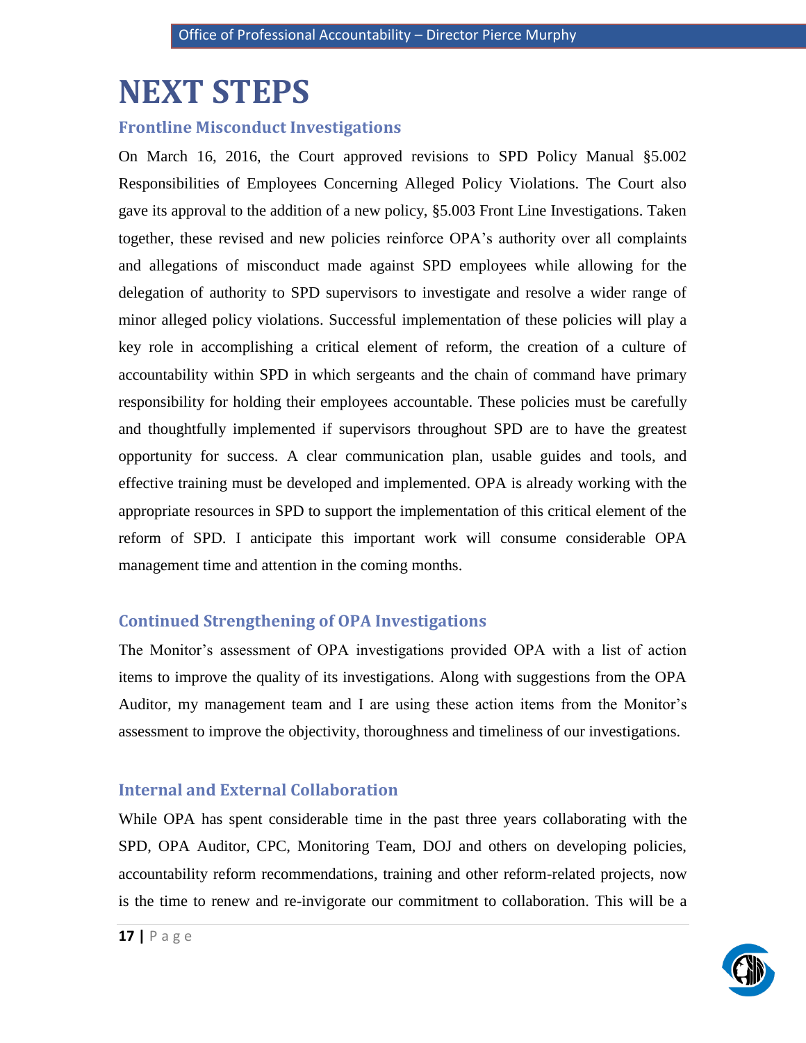# NEXT STEPS

### Frontline Misconduct Investigations

On March 16, 2016, the Court approved revisions to SPD Policy Manual §5.002 Responsibilities of Employees Concerning Alleged Policy Violations. The Court also gave its approval to the addition of a new policy, §5.003 Front Line Investigations. Taken together, these revised and new policies reinforce OPA's authority over all complaints and allegations of misconduct made against SPD employees while allowing for the delegation of authority to SPD supervisors to investigate and resolve a wider range of minor alleged policy violations. Successful implementation of these policies will play a key role in accomplishing a critical element of reform, the creation of a culture of accountability within SPD in which sergeants and the chain of command have primary responsibility for holding their employees accountable. These policies must be carefully and thoughtfully implemented if supervisors throughout SPD are to have the greatest opportunity for success. A clear communication plan, usable guides and tools, and effective training must be developed and implemented. OPA is already working with the appropriate resources in SPD to support the implementation of this critical element of the reform of SPD. I anticipate this important work will consume considerable OPA management time and attention in the coming months.

### Continued Strengthening of OPA Investigations

The Monitor's assessment of OPA investigations provided OPA with a list of action items to improve the quality of its investigations. Along with suggestions from the OPA Auditor, my management team and I are using these action items from the Monitor's assessment to improve the objectivity, thoroughness and timeliness of our investigations.

### Internal and External Collaboration

While OPA has spent considerable time in the past three years collaborating with the SPD, OPA Auditor, CPC, Monitoring Team, DOJ and others on developing policies, accountability reform recommendations, training and other reform-related projects, now is the time to renew and re-invigorate our commitment to collaboration. This will be a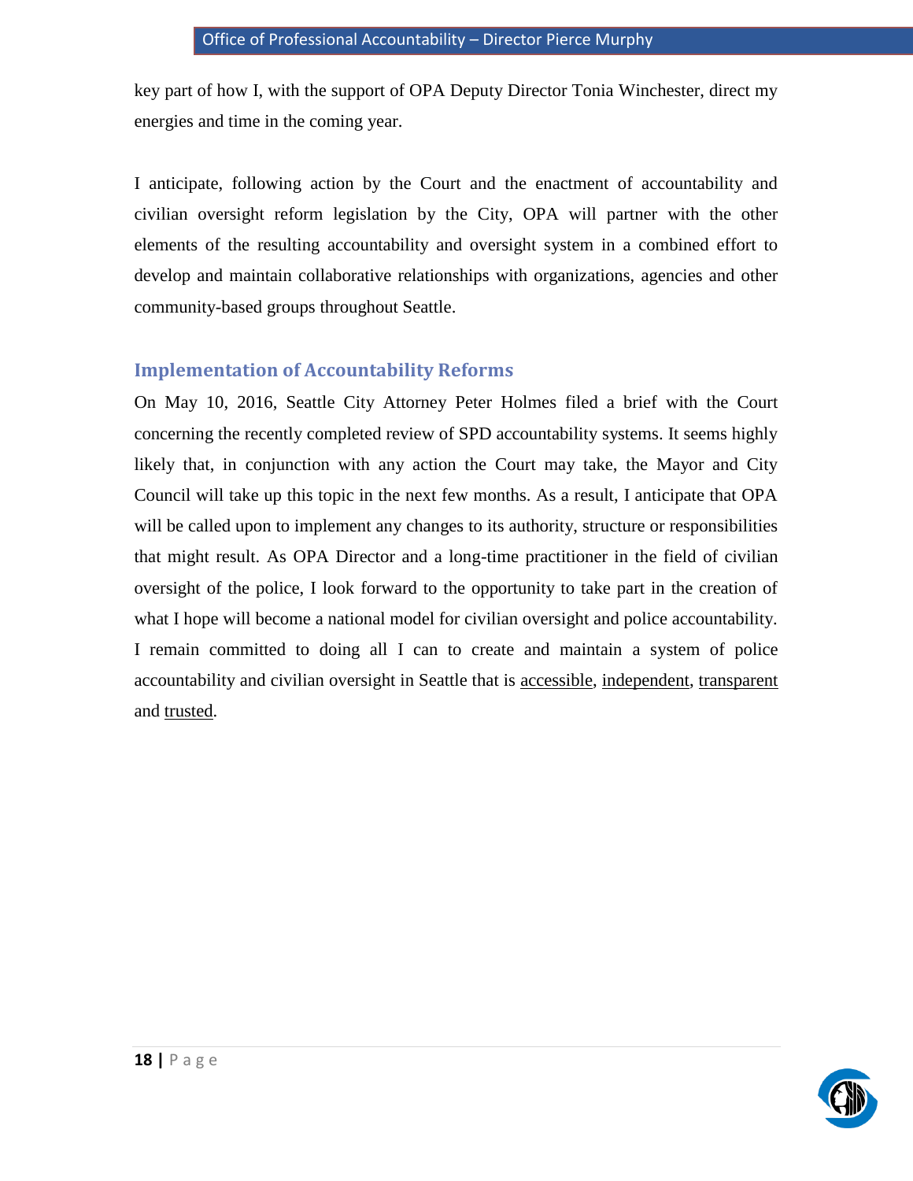key part of how I, with the support of OPA Deputy Director Tonia Winchester, direct my energies and time in the coming year.

I anticipate, following action by the Court and the enactment of accountability and civilian oversight reform legislation by the City, OPA will partner with the other elements of the resulting accountability and oversight system in a combined effort to develop and maintain collaborative relationships with organizations, agencies and other community-based groups throughout Seattle.

### Implementation of Accountability Reforms

On May 10, 2016, Seattle City Attorney Peter Holmes filed a brief with the Court concerning the recently completed review of SPD accountability systems. It seems highly likely that, in conjunction with any action the Court may take, the Mayor and City Council will take up this topic in the next few months. As a result, I anticipate that OPA will be called upon to implement any changes to its authority, structure or responsibilities that might result. As OPA Director and a long-time practitioner in the field of civilian oversight of the police, I look forward to the opportunity to take part in the creation of what I hope will become a national model for civilian oversight and police accountability. I remain committed to doing all I can to create and maintain a system of police accountability and civilian oversight in Seattle that is <u>accessible</u>, <u>independent</u>, <u>transparent</u> and <u>trusted</u>.